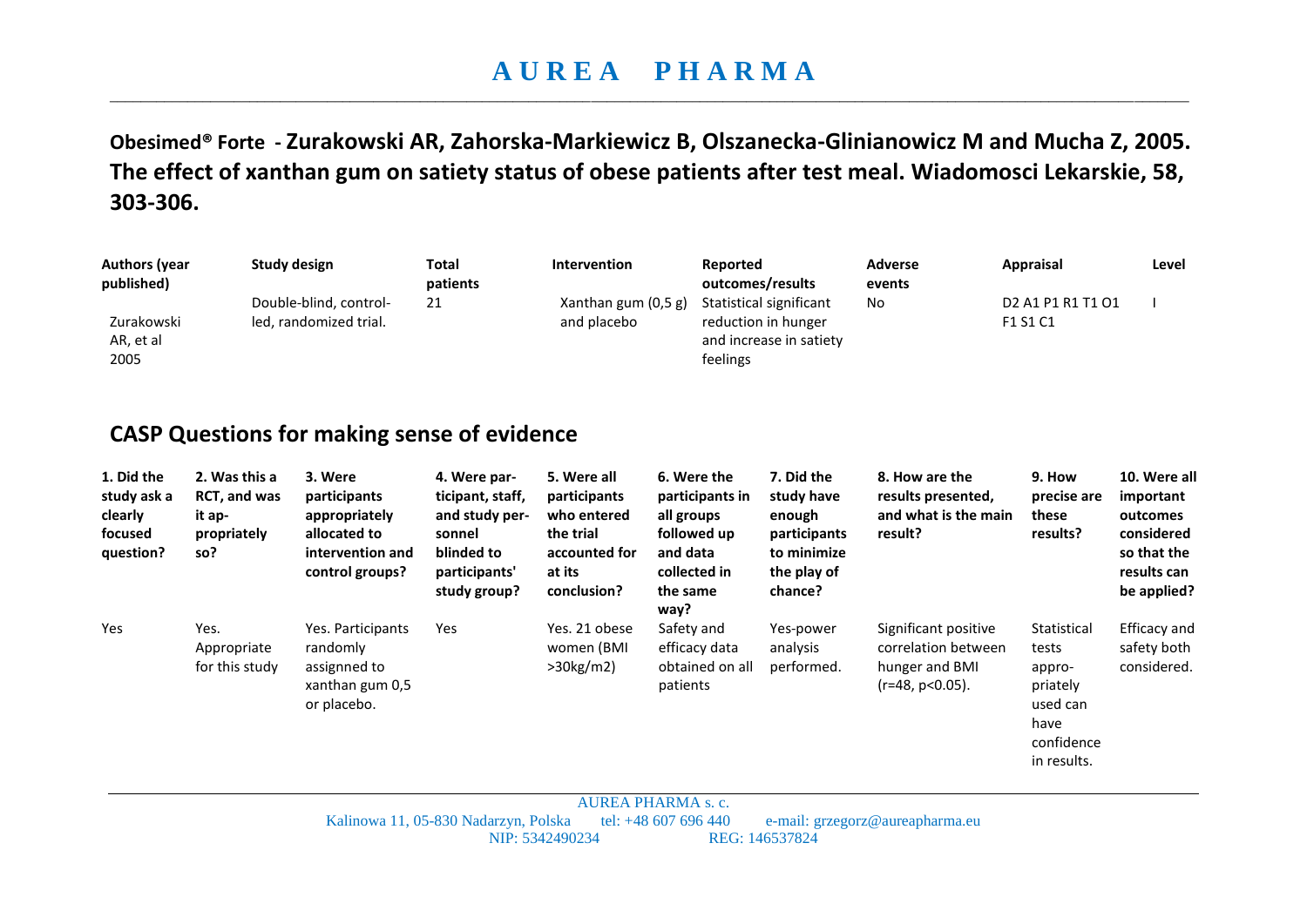# AUREA PHARMA

**Obesimed® Forte - Zurakowski AR, Zahorska-Markiewicz B, Olszanecka-Glinianowicz M and Mucha Z, 2005. The effect of xanthan gum on satiety status of obese patients after test meal. Wiadomosci Lekarskie, 58, 303-306.**

| Authors (year published) | Study design | Total patients | Intervention | Reported outcomes/results | Adverse events | Appraisal | Level |
|---|---|---|---|---|---|---|---|
| Zurakowski AR, et al 2005 | Double-blind, controlled, randomized trial. | 21 | Xanthan gum (0,5 g) and placebo | Statistical significant reduction in hunger and increase in satiety feelings | No | D2 A1 P1 R1 T1 O1 F1 S1 C1 | I |

## CASP Questions for making sense of evidence

| 1. Did the study ask a clearly focused question? | 2. Was this a RCT, and was it appropriately so? | 3. Were participants appropriately allocated to intervention and control groups? | 4. Were participant, staff, and study personnel blinded to participants' study group? | 5. Were all participants who entered the trial accounted for at its conclusion? | 6. Were the participants in all groups followed up and data collected in the same way? | 7. Did the study have enough participants to minimize the play of chance? | 8. How are the results presented, and what is the main result? | 9. How precise are these results? | 10. Were all important outcomes considered so that the results can be applied? |
|---|---|---|---|---|---|---|---|---|---|
| Yes | Yes. Appropriate for this study | Yes. Participants randomly assignned to xanthan gum 0,5 or placebo. | Yes | Yes. 21 obese women (BMI >30kg/m2) | Safety and efficacy data obtained on all patients | Yes-power analysis performed. | Significant positive correlation between hunger and BMI (r=48, p<0.05). | Statistical tests appropriately used can have confidence in results. | Efficacy and safety both considered. |

AUREA PHARMA s. c.
Kalinowa 11, 05-830 Nadarzyn, Polska tel: +48 607 696 440 e-mail: grzegorz@aureapharma.eu
NIP: 5342490234 REG: 146537824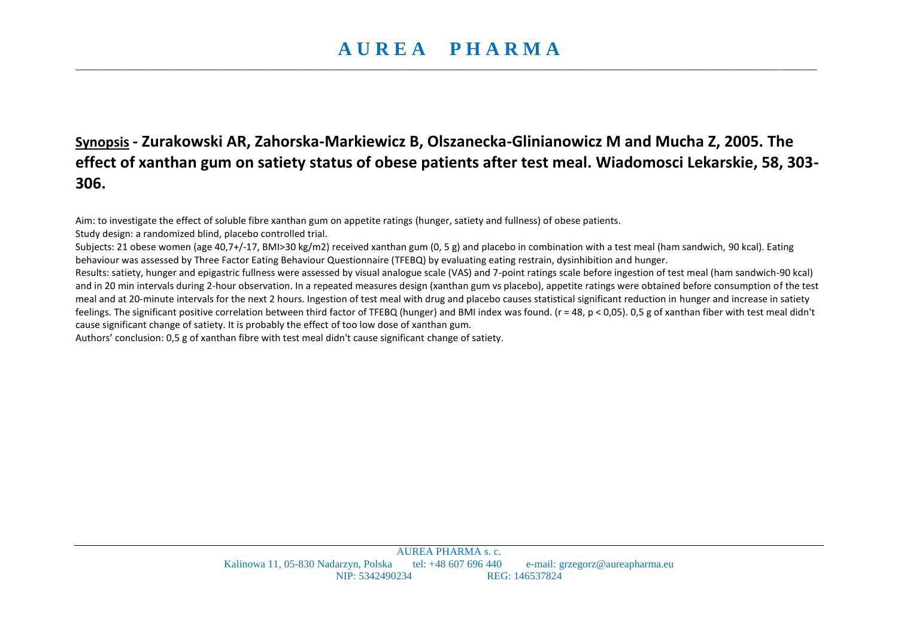## **Synopsis - Zurakowski AR, Zahorska-Markiewicz B, Olszanecka-Glinianowicz M and Mucha Z, 2005. The effect of xanthan gum on satiety status of obese patients after test meal. Wiadomosci Lekarskie, 58, 303-306.**

Aim: to investigate the effect of soluble fibre xanthan gum on appetite ratings (hunger, satiety and fullness) of obese patients.

Study design: a randomized blind, placebo controlled trial.

Subjects: 21 obese women (age 40,7+/-17, BMI>30 kg/m2) received xanthan gum (0, 5 g) and placebo in combination with a test meal (ham sandwich, 90 kcal). Eating behaviour was assessed by Three Factor Eating Behaviour Questionnaire (TFEBQ) by evaluating eating restrain, dysinhibition and hunger.

Results: satiety, hunger and epigastric fullness were assessed by visual analogue scale (VAS) and 7-point ratings scale before ingestion of test meal (ham sandwich-90 kcal) and in 20 min intervals during 2-hour observation. In a repeated measures design (xanthan gum vs placebo), appetite ratings were obtained before consumption of the test meal and at 20-minute intervals for the next 2 hours. Ingestion of test meal with drug and placebo causes statistical significant reduction in hunger and increase in satiety feelings. The significant positive correlation between third factor of TFEBQ (hunger) and BMI index was found. ($r = 48$, $p < 0,05$). 0,5 g of xanthan fiber with test meal didn't cause significant change of satiety. It is probably the effect of too low dose of xanthan gum.

Authors' conclusion: 0,5 g of xanthan fibre with test meal didn't cause significant change of satiety.